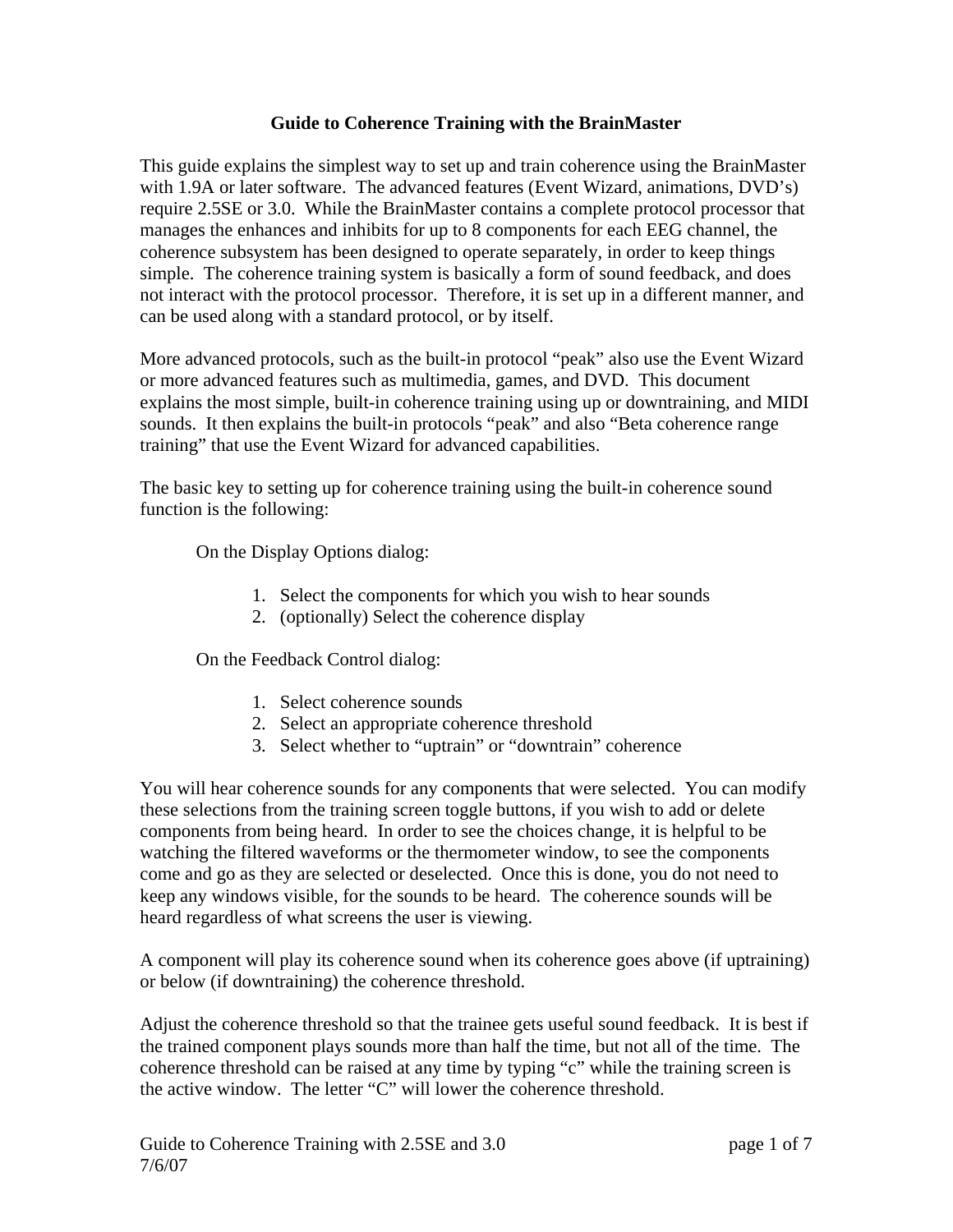# Guide to Coherence Training with the BrainMaster

This guide explains the simplest way to set up and train coherence using the BrainMaster with 1.9A or later software. The advanced features (Event Wizard, animations, DVD's) require 2.5SE or 3.0. While the BrainMaster contains a complete protocol processor that manages the enhances and inhibits for up to 8 components for each EEG channel, the coherence subsystem has been designed to operate separately, in order to keep things simple. The coherence training system is basically a form of sound feedback, and does not interact with the protocol processor. Therefore, it is set up in a different manner, and can be used along with a standard protocol, or by itself.

More advanced protocols, such as the built-in protocol "peak" also use the Event Wizard or more advanced features such as multimedia, games, and DVD. This document explains the most simple, built-in coherence training using up or downtraining, and MIDI sounds. It then explains the built-in protocols "peak" and also "Beta coherence range training" that use the Event Wizard for advanced capabilities.

The basic key to setting up for coherence training using the built-in coherence sound function is the following:

On the Display Options dialog:

1. Select the components for which you wish to hear sounds
2. (optionally) Select the coherence display

On the Feedback Control dialog:

1. Select coherence sounds
2. Select an appropriate coherence threshold
3. Select whether to "uptrain" or "downtrain" coherence

You will hear coherence sounds for any components that were selected. You can modify these selections from the training screen toggle buttons, if you wish to add or delete components from being heard. In order to see the choices change, it is helpful to be watching the filtered waveforms or the thermometer window, to see the components come and go as they are selected or deselected. Once this is done, you do not need to keep any windows visible, for the sounds to be heard. The coherence sounds will be heard regardless of what screens the user is viewing.

A component will play its coherence sound when its coherence goes above (if uptraining) or below (if downtraining) the coherence threshold.

Adjust the coherence threshold so that the trainee gets useful sound feedback. It is best if the trained component plays sounds more than half the time, but not all of the time. The coherence threshold can be raised at any time by typing "c" while the training screen is the active window. The letter "C" will lower the coherence threshold.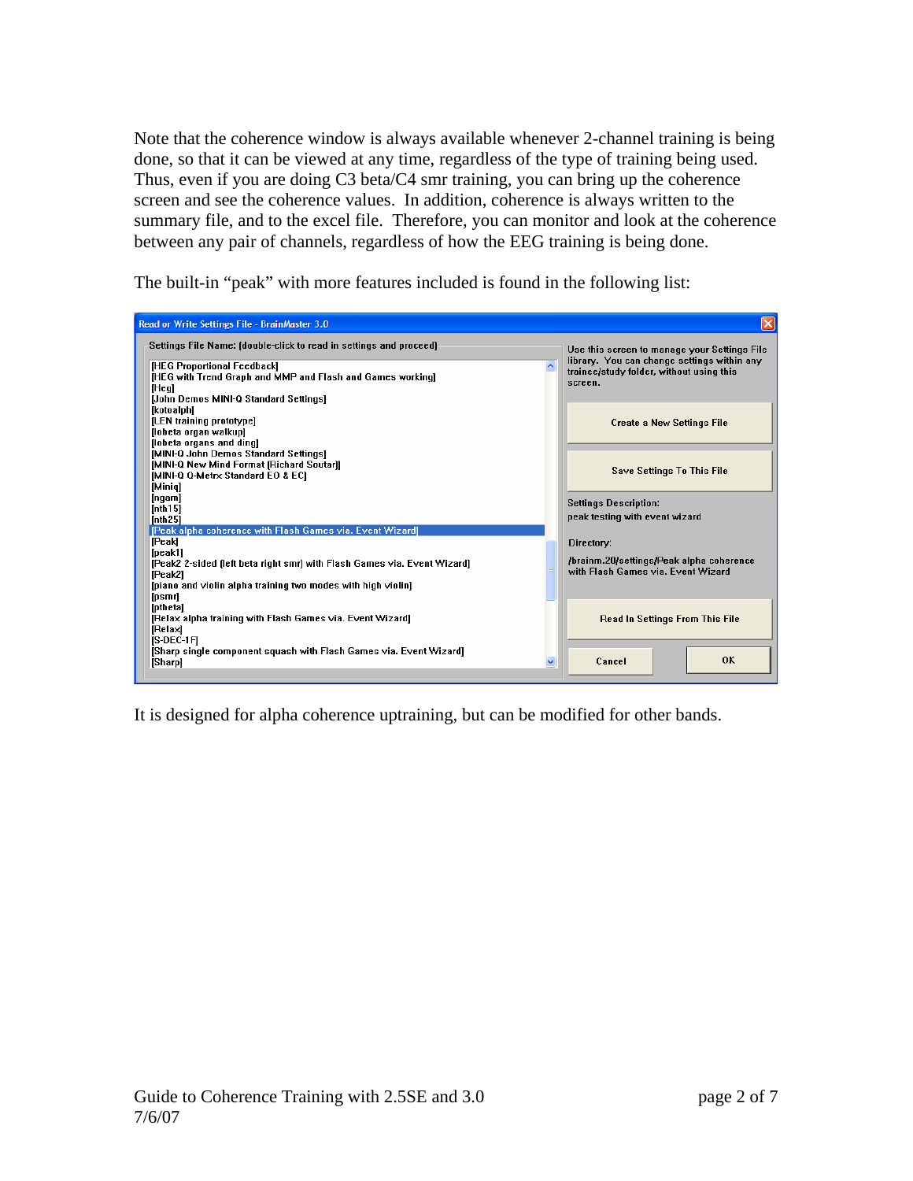Note that the coherence window is always available whenever 2-channel training is being done, so that it can be viewed at any time, regardless of the type of training being used. Thus, even if you are doing C3 beta/C4 smr training, you can bring up the coherence screen and see the coherence values. In addition, coherence is always written to the summary file, and to the excel file. Therefore, you can monitor and look at the coherence between any pair of channels, regardless of how the EEG training is being done.

The built-in "peak" with more features included is found in the following list:

**Read or Write Settings File - BrainMaster 3.0**

Settings File Name: (double-click to read in settings and proceed)

- [HEG Proportional Feedback]
- [HEG with Trend Graph and MMP and Flash and Games working]
- [Heg]
- [John Demos MINI-Q Standard Settings]
- [kotoalph]
- [LEN training prototype]
- [lobeta organ walkup]
- [lobeta organs and ding]
- [MINI-Q John Demos Standard Settings]
- [MINI-Q New Mind Format (Richard Soutar)]
- [MINI-Q Q-Metrx Standard EO & EC]
- [Miniq]
- [ngam]
- [nth15]
- [nth25]
- [Peak alpha coherence with Flash Games via. Event Wizard]
- [Peak]
- [peak1]
- [Peak2 2-sided (left beta right smr) with Flash Games via. Event Wizard]
- [Peak2]
- [piano and violin alpha training two modes with high violin]
- [psmr]
- [ptheta]
- [Relax alpha training with Flash Games via. Event Wizard]
- [Relax]
- [S-DEC-1F]
- [Sharp single component squash with Flash Games via. Event Wizard]
- [Sharp]

Use this screen to manage your Settings File library. You can change settings within any trainee/study folder, without using this screen.

Create a New Settings File

Save Settings To This File

Settings Description:
peak testing with event wizard

Directory:
/brainm.20/settings/Peak alpha coherence with Flash Games via. Event Wizard

Read In Settings From This File

Cancel | OK

It is designed for alpha coherence uptraining, but can be modified for other bands.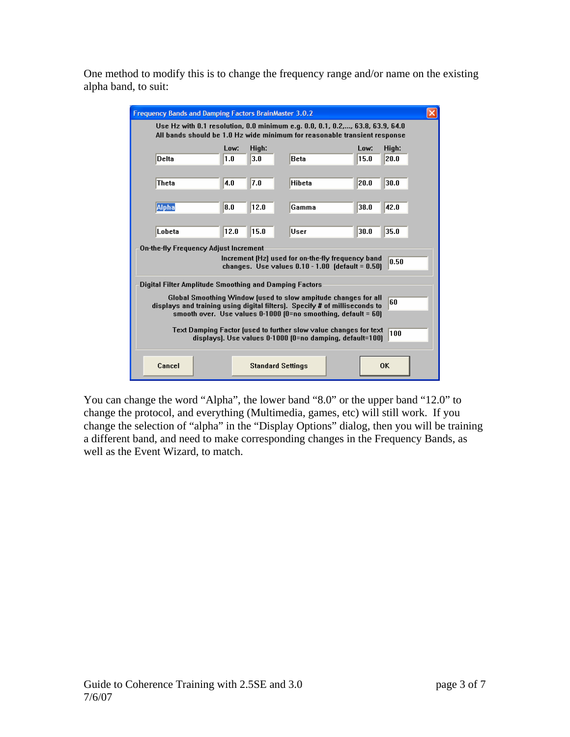One method to modify this is to change the frequency range and/or name on the existing alpha band, to suit:

**Frequency Bands and Damping Factors BrainMaster 3.0.2**

Use Hz with 0.1 resolution, 0.0 minimum e.g. 0.0, 0.1, 0.2,..., 63.8, 63.9, 64.0
All bands should be 1.0 Hz wide minimum for reasonable transient response

| Band | Low: | High: | Band | Low: | High: |
|---|---|---|---|---|---|
| Delta | 1.0 | 3.0 | Beta | 15.0 | 20.0 |
| Theta | 4.0 | 7.0 | Hibeta | 20.0 | 30.0 |
| Alpha | 8.0 | 12.0 | Gamma | 38.0 | 42.0 |
| Lobeta | 12.0 | 15.0 | User | 30.0 | 35.0 |

On-the-fly Frequency Adjust Increment

Increment (Hz) used for on-the-fly frequency band changes. Use values 0.10 - 1.00 (default = 0.50): 0.50

Digital Filter Amplitude Smoothing and Damping Factors

Global Smoothing Window (used to slow amplitude changes for all displays and training using digital filters). Specify # of milliseconds to smooth over. Use values 0-1000 (0=no smoothing, default = 60): 60

Text Damping Factor (used to further slow value changes for text displays). Use values 0-1000 (0=no damping, default=100): 100

Cancel | Standard Settings | OK

You can change the word "Alpha", the lower band "8.0" or the upper band "12.0" to change the protocol, and everything (Multimedia, games, etc) will still work. If you change the selection of "alpha" in the "Display Options" dialog, then you will be training a different band, and need to make corresponding changes in the Frequency Bands, as well as the Event Wizard, to match.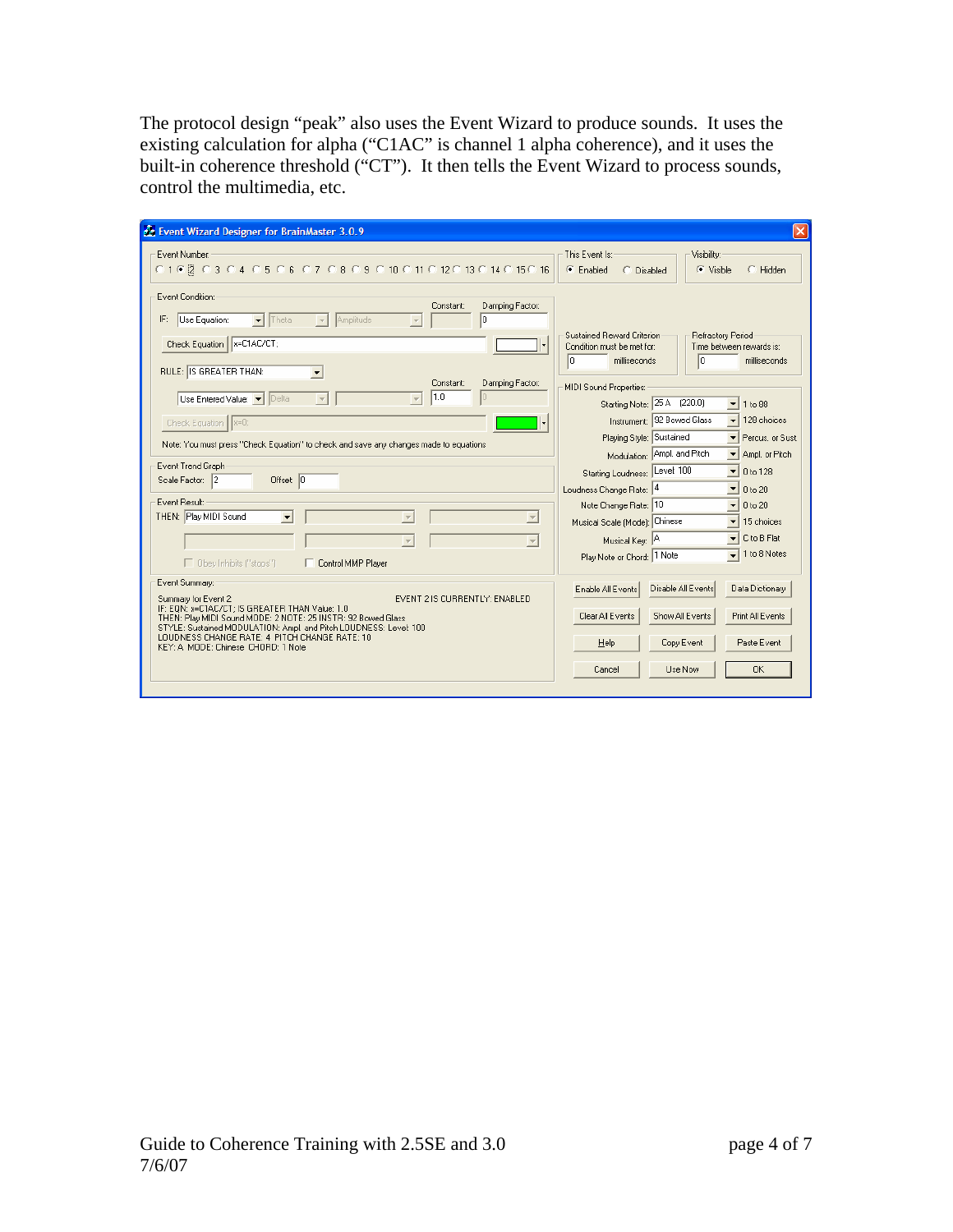The protocol design "peak" also uses the Event Wizard to produce sounds. It uses the existing calculation for alpha ("C1AC" is channel 1 alpha coherence), and it uses the built-in coherence threshold ("CT"). It then tells the Event Wizard to process sounds, control the multimedia, etc.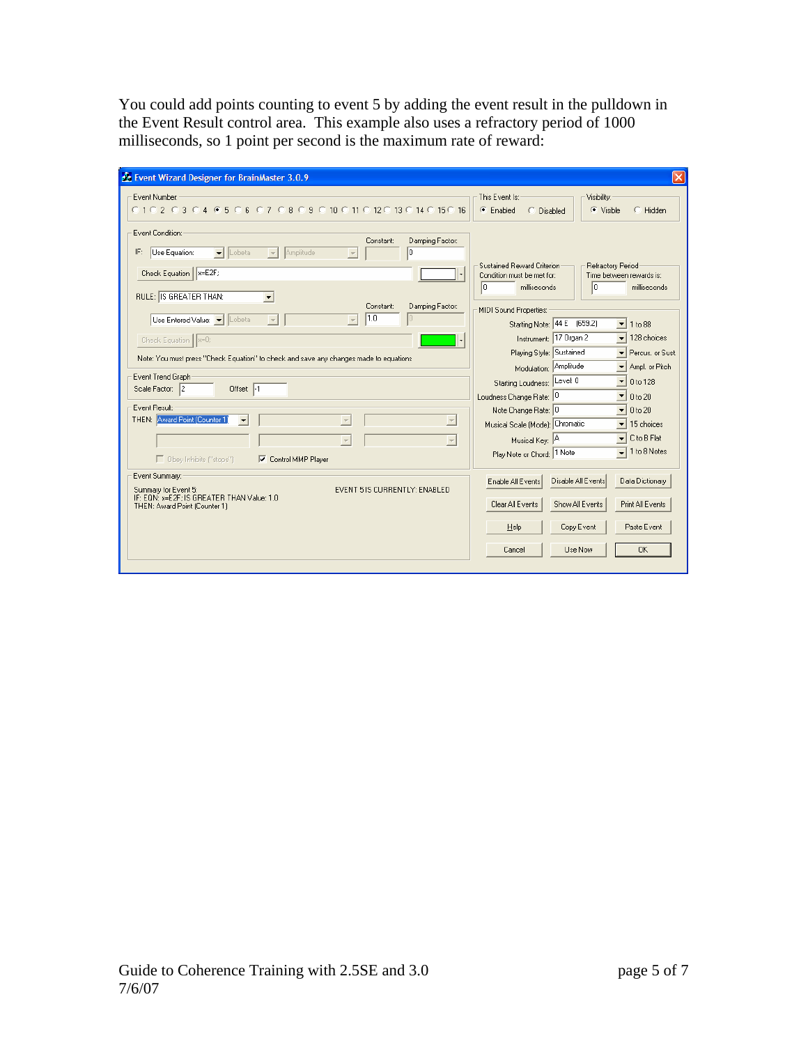You could add points counting to event 5 by adding the event result in the pulldown in the Event Result control area. This example also uses a refractory period of 1000 milliseconds, so 1 point per second is the maximum rate of reward: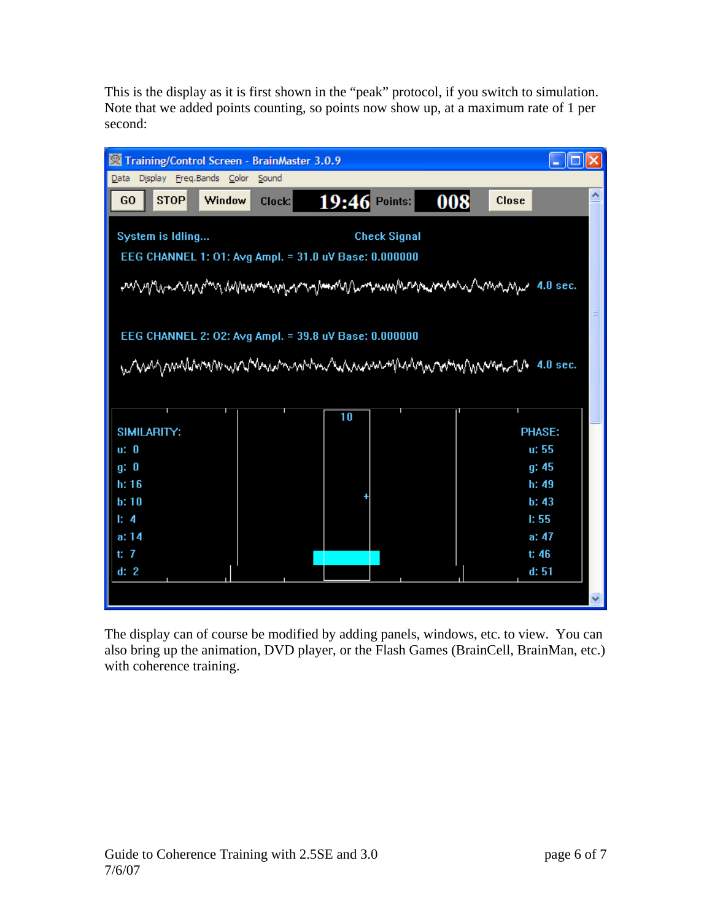This is the display as it is first shown in the “peak” protocol, if you switch to simulation. Note that we added points counting, so points now show up, at a maximum rate of 1 per second:

The display can of course be modified by adding panels, windows, etc. to view. You can also bring up the animation, DVD player, or the Flash Games (BrainCell, BrainMan, etc.) with coherence training.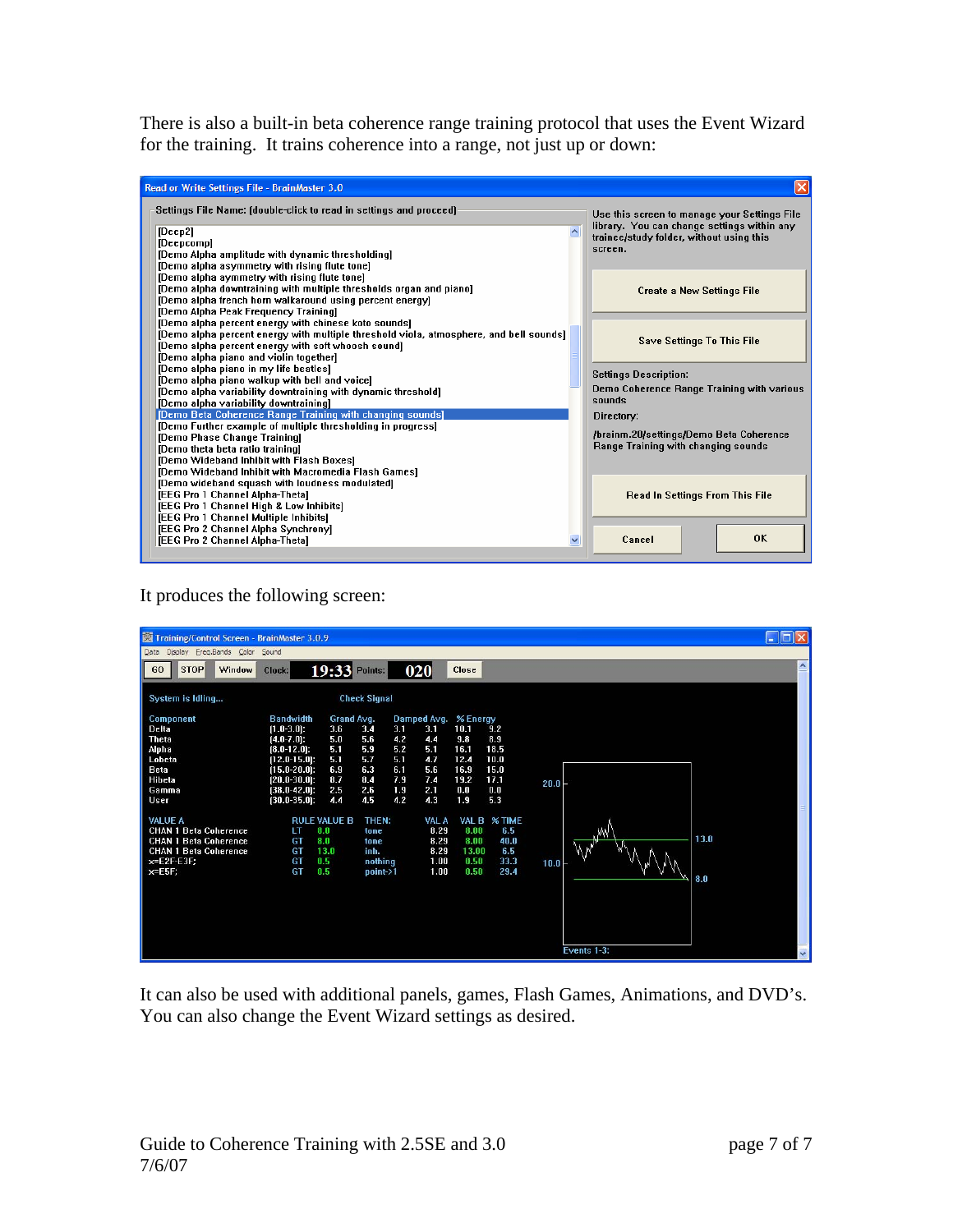There is also a built-in beta coherence range training protocol that uses the Event Wizard for the training. It trains coherence into a range, not just up or down:

Read or Write Settings File - BrainMaster 3.0

Settings File Name: (double-click to read in settings and proceed)

[Deep2]
[Deepcomp]
[Demo Alpha amplitude with dynamic thresholding]
[Demo alpha asymmetry with rising flute tone]
[Demo alpha aymmetry with rising flute tone]
[Demo alpha downtraining with multiple thresholds organ and piano]
[Demo alpha french horn walkaround using percent energy]
[Demo Alpha Peak Frequency Training]
[Demo alpha percent energy with chinese koto sounds]
[Demo alpha percent energy with multiple threshold viola, atmosphere, and bell sounds]
[Demo alpha percent energy with soft whoosh sound]
[Demo alpha piano and violin together]
[Demo alpha piano in my life beatles]
[Demo alpha piano walkup with bell and voice]
[Demo alpha variability downtraining with dynamic threshold]
[Demo alpha variability downtraining]
[Demo Beta Coherence Range Training with changing sounds]
[Demo Further example of multiple thresholding in progress]
[Demo Phase Change Training]
[Demo theta beta ratio training]
[Demo Wideband Inhibit with Flash Boxes]
[Demo Wideband Inhibit with Macromedia Flash Games]
[Demo wideband squash with loudness modulated]
[EEG Pro 1 Channel Alpha-Theta]
[EEG Pro 1 Channel High & Low Inhibits]
[EEG Pro 1 Channel Multiple Inhibits]
[EEG Pro 2 Channel Alpha Synchrony]
[EEG Pro 2 Channel Alpha-Theta]

Use this screen to manage your Settings File library. You can change settings within any trainee/study folder, without using this screen.

Create a New Settings File

Save Settings To This File

Settings Description:
Demo Coherence Range Training with various sounds

Directory:
/brainm.20/settings/Demo Beta Coherence Range Training with changing sounds

Read In Settings From This File

Cancel OK

It produces the following screen:

Training/Control Screen - BrainMaster 3.0.9

Data Display Freq.Bands Color Sound

GO STOP Window Clock: 19:33 Points: 020 Close

System is Idling... Check Signal

| Component | Bandwidth | Grand Avg. | | Damped Avg. | | % Energy | |
|---|---|---|---|---|---|---|---|
| Delta | [1.0-3.0]: | 3.6 | 3.4 | 3.1 | 3.1 | 10.1 | 9.2 |
| Theta | [4.0-7.0]: | 5.0 | 5.6 | 4.2 | 4.4 | 9.8 | 8.9 |
| Alpha | [8.0-12.0]: | 5.1 | 5.9 | 5.2 | 5.1 | 16.1 | 18.5 |
| Lobeta | [12.0-15.0]: | 5.1 | 5.7 | 5.1 | 4.7 | 12.4 | 10.0 |
| Beta | [15.0-20.0]: | 6.9 | 6.3 | 6.1 | 5.6 | 16.9 | 15.0 |
| Hibeta | [20.0-30.0]: | 8.7 | 8.4 | 7.9 | 7.4 | 19.2 | 17.1 |
| Gamma | [38.0-42.0]: | 2.5 | 2.6 | 1.9 | 2.1 | 0.0 | 0.0 |
| User | [30.0-35.0]: | 4.4 | 4.5 | 4.2 | 4.3 | 1.9 | 5.3 |

| VALUE A | RULE | VALUE B | THEN: | VAL A | VAL B | % TIME |
|---|---|---|---|---|---|---|
| CHAN 1 Beta Coherence | LT | 0.0 | tone | 8.29 | 0.00 | 6.5 |
| CHAN 1 Beta Coherence | GT | 8.0 | tone | 8.29 | 8.00 | 40.0 |
| CHAN 1 Beta Coherence | GT | 13.0 | inh. | 8.29 | 13.00 | 6.5 |
| x=E2F-E3F; | GT | 0.5 | nothing | 1.00 | 0.50 | 33.3 |
| x=E5F; | GT | 0.5 | point->1 | 1.00 | 0.50 | 29.4 |

20.0
13.0
10.0
8.0
Events 1-3:

It can also be used with additional panels, games, Flash Games, Animations, and DVD's. You can also change the Event Wizard settings as desired.